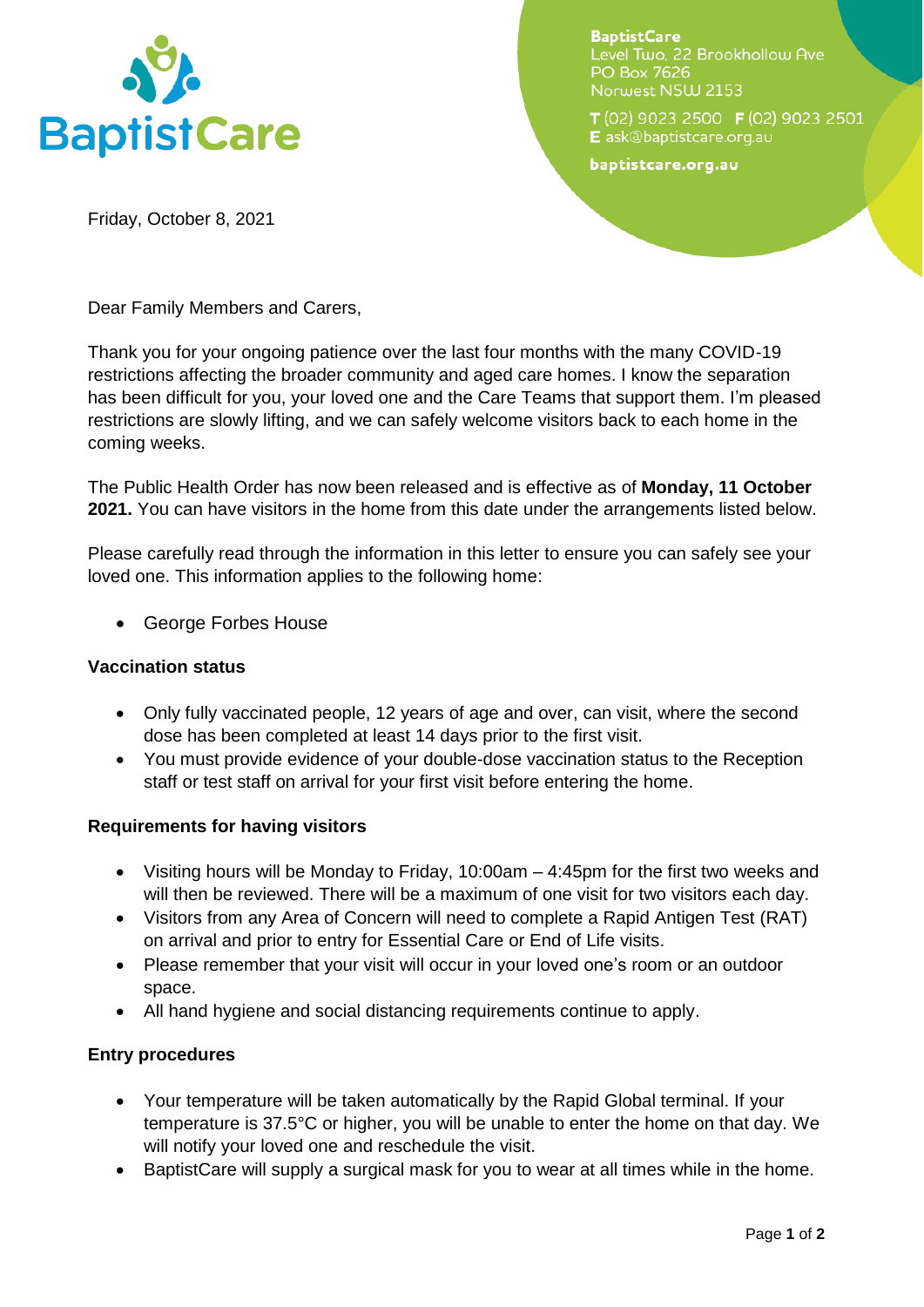BaptistCare

**BaptistCare**
Level Two, 22 Brookhollow Ave
PO Box 7626
Norwest NSW 2153

**T** (02) 9023 2500 **F** (02) 9023 2501
**E** ask@baptistcare.org.au

**baptistcare.org.au**

Friday, October 8, 2021

Dear Family Members and Carers,

Thank you for your ongoing patience over the last four months with the many COVID-19 restrictions affecting the broader community and aged care homes. I know the separation has been difficult for you, your loved one and the Care Teams that support them. I'm pleased restrictions are slowly lifting, and we can safely welcome visitors back to each home in the coming weeks.

The Public Health Order has now been released and is effective as of **Monday, 11 October 2021.** You can have visitors in the home from this date under the arrangements listed below.

Please carefully read through the information in this letter to ensure you can safely see your loved one. This information applies to the following home:

- George Forbes House

**Vaccination status**

- Only fully vaccinated people, 12 years of age and over, can visit, where the second dose has been completed at least 14 days prior to the first visit.
- You must provide evidence of your double-dose vaccination status to the Reception staff or test staff on arrival for your first visit before entering the home.

**Requirements for having visitors**

- Visiting hours will be Monday to Friday, 10:00am – 4:45pm for the first two weeks and will then be reviewed. There will be a maximum of one visit for two visitors each day.
- Visitors from any Area of Concern will need to complete a Rapid Antigen Test (RAT) on arrival and prior to entry for Essential Care or End of Life visits.
- Please remember that your visit will occur in your loved one's room or an outdoor space.
- All hand hygiene and social distancing requirements continue to apply.

**Entry procedures**

- Your temperature will be taken automatically by the Rapid Global terminal. If your temperature is 37.5°C or higher, you will be unable to enter the home on that day. We will notify your loved one and reschedule the visit.
- BaptistCare will supply a surgical mask for you to wear at all times while in the home.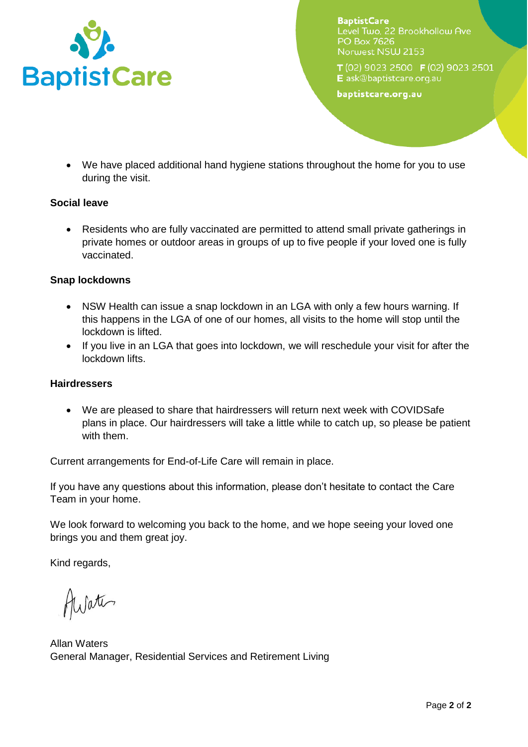- We have placed additional hand hygiene stations throughout the home for you to use during the visit.

**Social leave**

- Residents who are fully vaccinated are permitted to attend small private gatherings in private homes or outdoor areas in groups of up to five people if your loved one is fully vaccinated.

**Snap lockdowns**

- NSW Health can issue a snap lockdown in an LGA with only a few hours warning. If this happens in the LGA of one of our homes, all visits to the home will stop until the lockdown is lifted.
- If you live in an LGA that goes into lockdown, we will reschedule your visit for after the lockdown lifts.

**Hairdressers**

- We are pleased to share that hairdressers will return next week with COVIDSafe plans in place. Our hairdressers will take a little while to catch up, so please be patient with them.

Current arrangements for End-of-Life Care will remain in place.

If you have any questions about this information, please don't hesitate to contact the Care Team in your home.

We look forward to welcoming you back to the home, and we hope seeing your loved one brings you and them great joy.

Kind regards,

Allan Waters
General Manager, Residential Services and Retirement Living